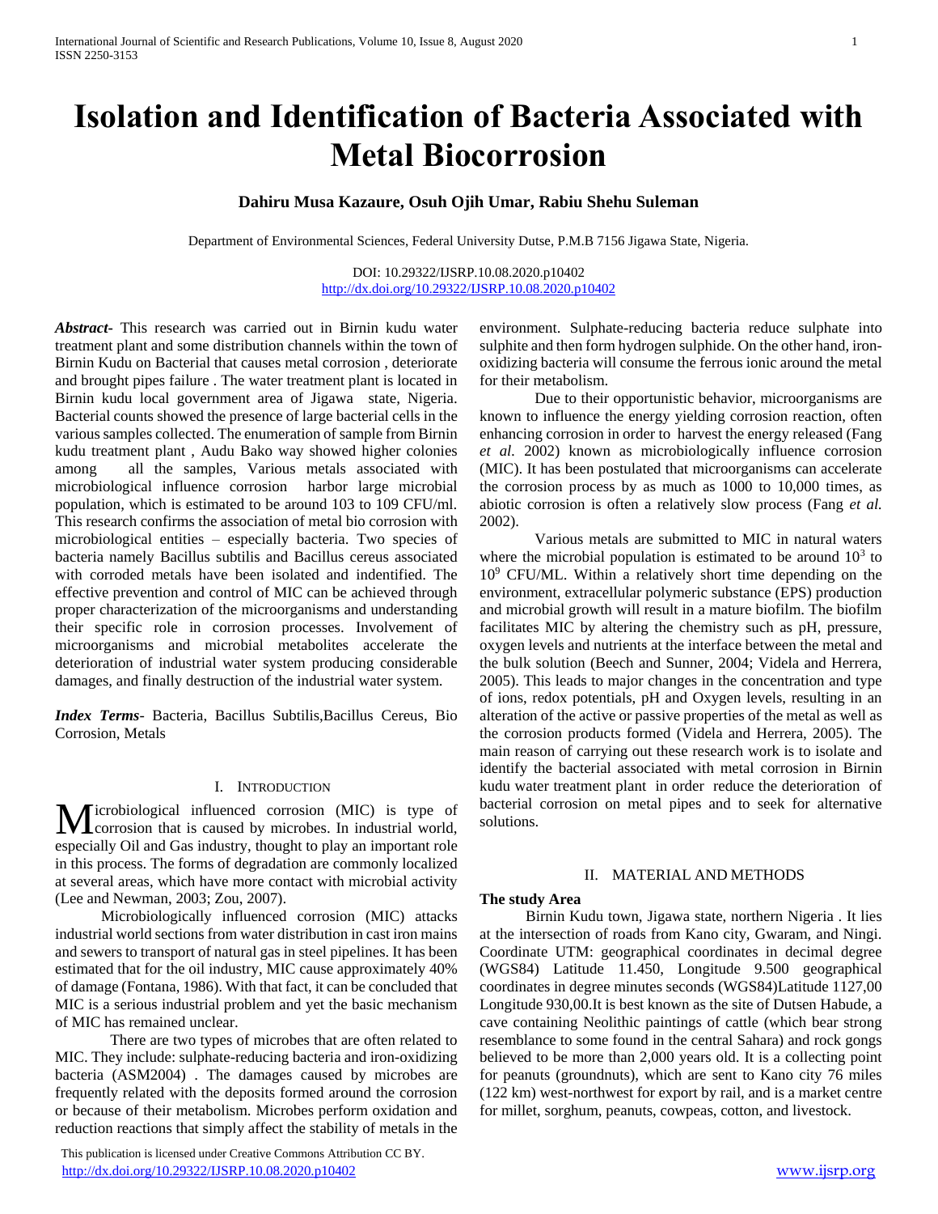# Isolation and Identification of Bacteria Associated with Metal Biocorrosion

**Dahiru Musa Kazaure, Osuh Ojih Umar, Rabiu Shehu Suleman**

Department of Environmental Sciences, Federal University Dutse, P.M.B 7156 Jigawa State, Nigeria.

DOI: 10.29322/IJSRP.10.08.2020.p10402
http://dx.doi.org/10.29322/IJSRP.10.08.2020.p10402

***Abstract***- This research was carried out in Birnin kudu water treatment plant and some distribution channels within the town of Birnin Kudu on Bacterial that causes metal corrosion , deteriorate and brought pipes failure . The water treatment plant is located in Birnin kudu local government area of Jigawa state, Nigeria. Bacterial counts showed the presence of large bacterial cells in the various samples collected. The enumeration of sample from Birnin kudu treatment plant , Audu Bako way showed higher colonies among all the samples, Various metals associated with microbiological influence corrosion harbor large microbial population, which is estimated to be around 103 to 109 CFU/ml. This research confirms the association of metal bio corrosion with microbiological entities – especially bacteria. Two species of bacteria namely Bacillus subtilis and Bacillus cereus associated with corroded metals have been isolated and indentified. The effective prevention and control of MIC can be achieved through proper characterization of the microorganisms and understanding their specific role in corrosion processes. Involvement of microorganisms and microbial metabolites accelerate the deterioration of industrial water system producing considerable damages, and finally destruction of the industrial water system.

***Index Terms***- Bacteria, Bacillus Subtilis,Bacillus Cereus, Bio Corrosion, Metals

## I. Introduction

Microbiological influenced corrosion (MIC) is type of corrosion that is caused by microbes. In industrial world, especially Oil and Gas industry, thought to play an important role in this process. The forms of degradation are commonly localized at several areas, which have more contact with microbial activity (Lee and Newman, 2003; Zou, 2007).

Microbiologically influenced corrosion (MIC) attacks industrial world sections from water distribution in cast iron mains and sewers to transport of natural gas in steel pipelines. It has been estimated that for the oil industry, MIC cause approximately 40% of damage (Fontana, 1986). With that fact, it can be concluded that MIC is a serious industrial problem and yet the basic mechanism of MIC has remained unclear.

There are two types of microbes that are often related to MIC. They include: sulphate-reducing bacteria and iron-oxidizing bacteria (ASM2004) . The damages caused by microbes are frequently related with the deposits formed around the corrosion or because of their metabolism. Microbes perform oxidation and reduction reactions that simply affect the stability of metals in the environment. Sulphate-reducing bacteria reduce sulphate into sulphite and then form hydrogen sulphide. On the other hand, iron-oxidizing bacteria will consume the ferrous ionic around the metal for their metabolism.

Due to their opportunistic behavior, microorganisms are known to influence the energy yielding corrosion reaction, often enhancing corrosion in order to harvest the energy released (Fang *et al.* 2002) known as microbiologically influence corrosion (MIC). It has been postulated that microorganisms can accelerate the corrosion process by as much as 1000 to 10,000 times, as abiotic corrosion is often a relatively slow process (Fang *et al.* 2002).

Various metals are submitted to MIC in natural waters where the microbial population is estimated to be around $10^3$ to $10^9$ CFU/ML. Within a relatively short time depending on the environment, extracellular polymeric substance (EPS) production and microbial growth will result in a mature biofilm. The biofilm facilitates MIC by altering the chemistry such as pH, pressure, oxygen levels and nutrients at the interface between the metal and the bulk solution (Beech and Sunner, 2004; Videla and Herrera, 2005). This leads to major changes in the concentration and type of ions, redox potentials, pH and Oxygen levels, resulting in an alteration of the active or passive properties of the metal as well as the corrosion products formed (Videla and Herrera, 2005). The main reason of carrying out these research work is to isolate and identify the bacterial associated with metal corrosion in Birnin kudu water treatment plant in order reduce the deterioration of bacterial corrosion on metal pipes and to seek for alternative solutions.

## II. Material and Methods

**The study Area**

Birnin Kudu town, Jigawa state, northern Nigeria . It lies at the intersection of roads from Kano city, Gwaram, and Ningi. Coordinate UTM: geographical coordinates in decimal degree (WGS84) Latitude 11.450, Longitude 9.500 geographical coordinates in degree minutes seconds (WGS84)Latitude 1127,00 Longitude 930,00.It is best known as the site of Dutsen Habude, a cave containing Neolithic paintings of cattle (which bear strong resemblance to some found in the central Sahara) and rock gongs believed to be more than 2,000 years old. It is a collecting point for peanuts (groundnuts), which are sent to Kano city 76 miles (122 km) west-northwest for export by rail, and is a market centre for millet, sorghum, peanuts, cowpeas, cotton, and livestock.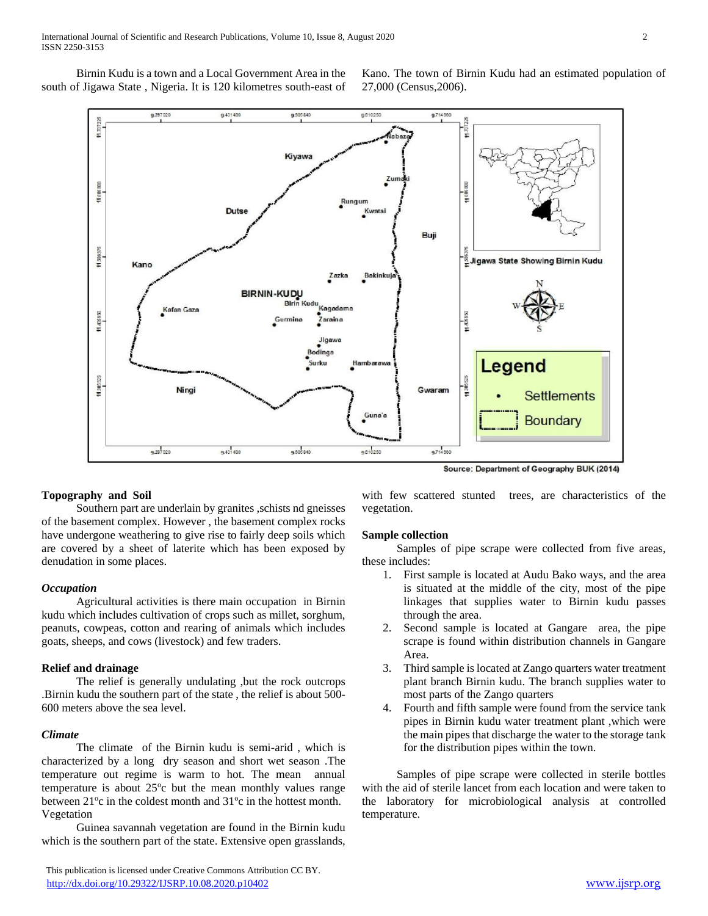Birnin Kudu is a town and a Local Government Area in the south of Jigawa State , Nigeria. It is 120 kilometres south-east of Kano. The town of Birnin Kudu had an estimated population of 27,000 (Census,2006).

Kiyawa
Dutse
Kano
Buji
Ningi
Gwaram
BIRNIN-KUDU
Nabaza
Zumaki
Rungum
Kwatai
Zazka
Bakinkuja
Birin Kudu
Kagadama
Kafan Gaza
Gurmina
Zaraina
Jigawa
Bodinga
Surku
Hambarawa
Guna'a
Jigawa State Showing Birnin Kudu
Legend
Settlements
Boundary
Source: Department of Geography BUK (2014)

### Topography and Soil

Southern part are underlain by granites ,schists nd gneisses of the basement complex. However , the basement complex rocks have undergone weathering to give rise to fairly deep soils which are covered by a sheet of laterite which has been exposed by denudation in some places.

### *Occupation*

Agricultural activities is there main occupation in Birnin kudu which includes cultivation of crops such as millet, sorghum, peanuts, cowpeas, cotton and rearing of animals which includes goats, sheeps, and cows (livestock) and few traders.

### Relief and drainage

The relief is generally undulating ,but the rock outcrops .Birnin kudu the southern part of the state , the relief is about 500-600 meters above the sea level.

### *Climate*

The climate of the Birnin kudu is semi-arid , which is characterized by a long dry season and short wet season .The temperature out regime is warm to hot. The mean annual temperature is about 25°c but the mean monthly values range between 21°c in the coldest month and 31°c in the hottest month.

Vegetation

Guinea savannah vegetation are found in the Birnin kudu which is the southern part of the state. Extensive open grasslands, with few scattered stunted trees, are characteristics of the vegetation.

### Sample collection

Samples of pipe scrape were collected from five areas, these includes:

1. First sample is located at Audu Bako ways, and the area is situated at the middle of the city, most of the pipe linkages that supplies water to Birnin kudu passes through the area.
2. Second sample is located at Gangare area, the pipe scrape is found within distribution channels in Gangare Area.
3. Third sample is located at Zango quarters water treatment plant branch Birnin kudu. The branch supplies water to most parts of the Zango quarters
4. Fourth and fifth sample were found from the service tank pipes in Birnin kudu water treatment plant ,which were the main pipes that discharge the water to the storage tank for the distribution pipes within the town.

Samples of pipe scrape were collected in sterile bottles with the aid of sterile lancet from each location and were taken to the laboratory for microbiological analysis at controlled temperature.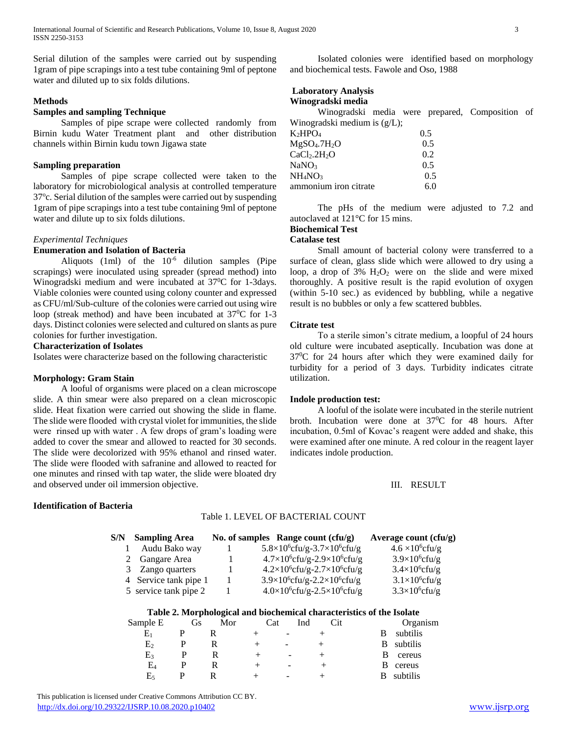Serial dilution of the samples were carried out by suspending 1gram of pipe scrapings into a test tube containing 9ml of peptone water and diluted up to six folds dilutions.

### Methods

### Samples and sampling Technique

Samples of pipe scrape were collected randomly from Birnin kudu Water Treatment plant and other distribution channels within Birnin kudu town Jigawa state

### Sampling preparation

Samples of pipe scrape collected were taken to the laboratory for microbiological analysis at controlled temperature 37$^{o}$c. Serial dilution of the samples were carried out by suspending 1gram of pipe scrapings into a test tube containing 9ml of peptone water and dilute up to six folds dilutions.

*Experimental Techniques*

### Enumeration and Isolation of Bacteria

Aliquots (1ml) of the $10^{-6}$ dilution samples (Pipe scrapings) were inoculated using spreader (spread method) into Winogradski medium and were incubated at $37^{0}$C for 1-3days. Viable colonies were counted using colony counter and expressed as CFU/ml/Sub-culture of the colonies were carried out using wire loop (streak method) and have been incubated at $37^{0}$C for 1-3 days. Distinct colonies were selected and cultured on slants as pure colonies for further investigation.

### Characterization of Isolates

Isolates were characterize based on the following characteristic

### Morphology: Gram Stain

A looful of organisms were placed on a clean microscope slide. A thin smear were also prepared on a clean microscopic slide. Heat fixation were carried out showing the slide in flame. The slide were flooded with crystal violet for immunities, the slide were rinsed up with water . A few drops of gram's loading were added to cover the smear and allowed to reacted for 30 seconds. The slide were decolorized with 95% ethanol and rinsed water. The slide were flooded with safranine and allowed to reacted for one minutes and rinsed with tap water, the slide were bloated dry and observed under oil immersion objective.

### Identification of Bacteria

Isolated colonies were identified based on morphology and biochemical tests. Fawole and Oso, 1988

### Laboratory Analysis

### Winogradski media

Winogradski media were prepared, Composition of Winogradski medium is (g/L);

| | |
|---|---|
| $K_2HPO_4$ | 0.5 |
| $MgSO_4.7H_2O$ | 0.5 |
| $CaCl_2.2H_2O$ | 0.2 |
| $NaNO_3$ | 0.5 |
| $NH_4NO_3$ | 0.5 |
| ammonium iron citrate | 6.0 |

The pHs of the medium were adjusted to 7.2 and autoclaved at 121°C for 15 mins.

### Biochemical Test

### Catalase test

Small amount of bacterial colony were transferred to a surface of clean, glass slide which were allowed to dry using a loop, a drop of 3% $H_2O_2$ were on the slide and were mixed thoroughly. A positive result is the rapid evolution of oxygen (within 5-10 sec.) as evidenced by bubbling, while a negative result is no bubbles or only a few scattered bubbles.

### Citrate test

To a sterile simon's citrate medium, a loopful of 24 hours old culture were incubated aseptically. Incubation was done at $37^{0}$C for 24 hours after which they were examined daily for turbidity for a period of 3 days. Turbidity indicates citrate utilization.

### Indole production test:

A looful of the isolate were incubated in the sterile nutrient broth. Incubation were done at $37^{0}$C for 48 hours. After incubation, 0.5ml of Kovac's reagent were added and shake, this were examined after one minute. A red colour in the reagent layer indicates indole production.

## III. RESULT

Table 1. LEVEL OF BACTERIAL COUNT

| S/N | Sampling Area | No. of samples | Range count (cfu/g) | Average count (cfu/g) |
|---|---|---|---|---|
| 1 | Audu Bako way | 1 | $5.8\times10^{6}$cfu/g-$3.7\times10^{6}$cfu/g | $4.6\times10^{6}$cfu/g |
| 2 | Gangare Area | 1 | $4.7\times10^{6}$cfu/g-$2.9\times10^{6}$cfu/g | $3.9\times10^{6}$cfu/g |
| 3 | Zango quarters | 1 | $4.2\times10^{6}$cfu/g-$2.7\times10^{6}$cfu/g | $3.4\times10^{6}$cfu/g |
| 4 | Service tank pipe 1 | 1 | $3.9\times10^{6}$cfu/g-$2.2\times10^{6}$cfu/g | $3.1\times10^{6}$cfu/g |
| 5 | service tank pipe 2 | 1 | $4.0\times10^{6}$cfu/g-$2.5\times10^{6}$cfu/g | $3.3\times10^{6}$cfu/g |

**Table 2. Morphological and biochemical characteristics of the Isolate**

| Sample E | Gs | Mor | Cat | Ind | Cit | Organism |
|---|---|---|---|---|---|---|
| $E_1$ | P | R | + | - | + | B subtilis |
| $E_2$ | P | R | + | - | + | B subtilis |
| $E_3$ | P | R | + | - | + | B cereus |
| $E_4$ | P | R | + | - | + | B cereus |
| $E_5$ | P | R | + | - | + | B subtilis |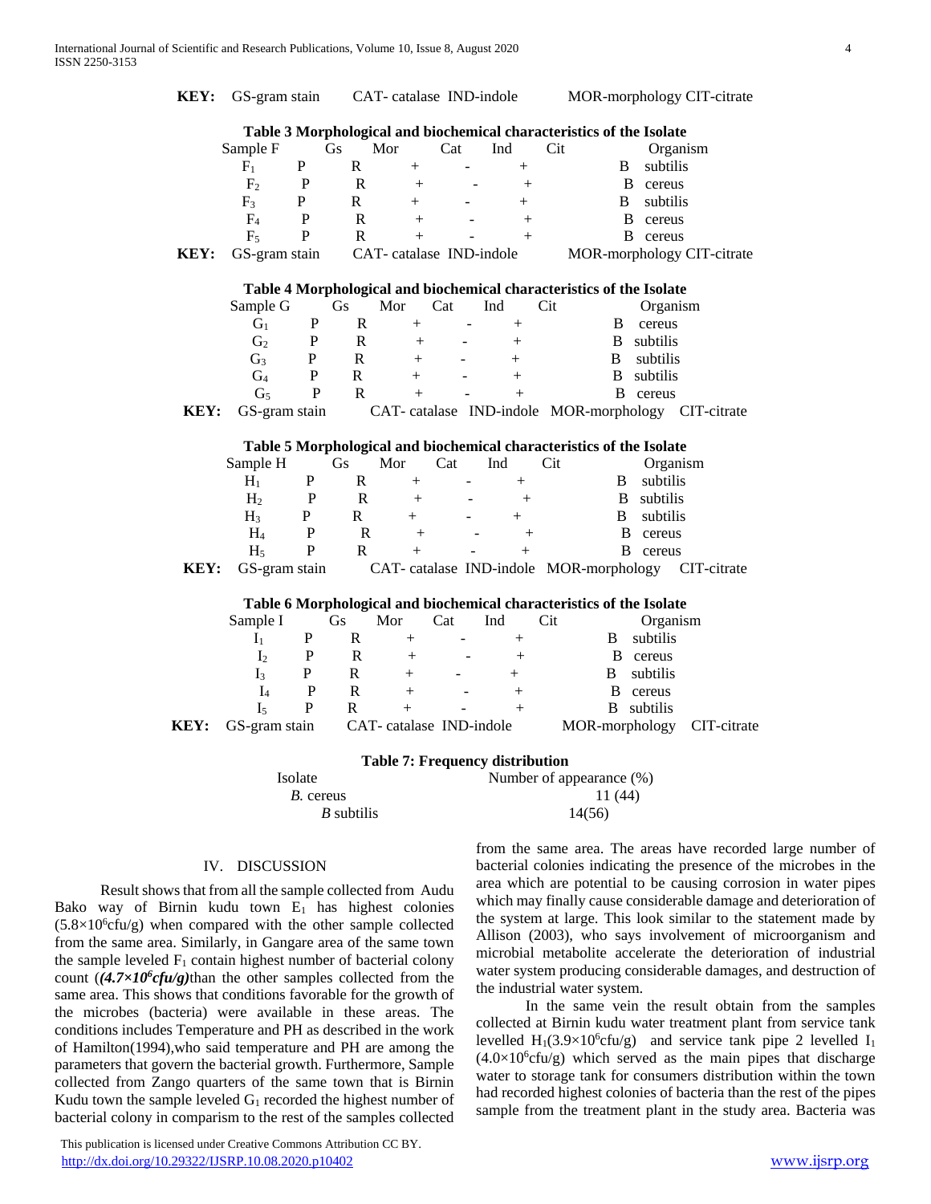**KEY:** GS-gram stain CAT- catalase IND-indole MOR-morphology CIT-citrate

**Table 3 Morphological and biochemical characteristics of the Isolate**

| Sample F | Gs | Mor | Cat | Ind | Cit | Organism |
|---|---|---|---|---|---|---|
| $F_1$ | P | R | + | - | + | B subtilis |
| $F_2$ | P | R | + | - | + | B cereus |
| $F_3$ | P | R | + | - | + | B subtilis |
| $F_4$ | P | R | + | - | + | B cereus |
| $F_5$ | P | R | + | - | + | B cereus |

**KEY:** GS-gram stain CAT- catalase IND-indole MOR-morphology CIT-citrate

**Table 4 Morphological and biochemical characteristics of the Isolate**

| Sample G | Gs | Mor | Cat | Ind | Cit | Organism |
|---|---|---|---|---|---|---|
| $G_1$ | P | R | + | - | + | B cereus |
| $G_2$ | P | R | + | - | + | B subtilis |
| $G_3$ | P | R | + | - | + | B subtilis |
| $G_4$ | P | R | + | - | + | B subtilis |
| $G_5$ | P | R | + | - | + | B cereus |

**KEY:** GS-gram stain CAT- catalase IND-indole MOR-morphology CIT-citrate

**Table 5 Morphological and biochemical characteristics of the Isolate**

| Sample H | Gs | Mor | Cat | Ind | Cit | Organism |
|---|---|---|---|---|---|---|
| $H_1$ | P | R | + | - | + | B subtilis |
| $H_2$ | P | R | + | - | + | B subtilis |
| $H_3$ | P | R | + | - | + | B subtilis |
| $H_4$ | P | R | + | - | + | B cereus |
| $H_5$ | P | R | + | - | + | B cereus |

**KEY:** GS-gram stain CAT- catalase IND-indole MOR-morphology CIT-citrate

**Table 6 Morphological and biochemical characteristics of the Isolate**

| Sample I | Gs | Mor | Cat | Ind | Cit | Organism |
|---|---|---|---|---|---|---|
| $I_1$ | P | R | + | - | + | B subtilis |
| $I_2$ | P | R | + | - | + | B cereus |
| $I_3$ | P | R | + | - | + | B subtilis |
| $I_4$ | P | R | + | - | + | B cereus |
| $I_5$ | P | R | + | - | + | B subtilis |

**KEY:** GS-gram stain CAT- catalase IND-indole MOR-morphology CIT-citrate

**Table 7: Frequency distribution**

| Isolate | Number of appearance (%) |
|---|---|
| *B.* cereus | 11 (44) |
| *B* subtilis | 14(56) |

## IV. DISCUSSION

Result shows that from all the sample collected from Audu Bako way of Birnin kudu town $E_1$ has highest colonies ($5.8\times10^6$cfu/g) when compared with the other sample collected from the same area. Similarly, in Gangare area of the same town the sample leveled $F_1$ contain highest number of bacterial colony count (***$4.7\times10^6$cfu/g)***than the other samples collected from the same area. This shows that conditions favorable for the growth of the microbes (bacteria) were available in these areas. The conditions includes Temperature and PH as described in the work of Hamilton(1994),who said temperature and PH are among the parameters that govern the bacterial growth. Furthermore, Sample collected from Zango quarters of the same town that is Birnin Kudu town the sample leveled $G_1$ recorded the highest number of bacterial colony in comparism to the rest of the samples collected from the same area. The areas have recorded large number of bacterial colonies indicating the presence of the microbes in the area which are potential to be causing corrosion in water pipes which may finally cause considerable damage and deterioration of the system at large. This look similar to the statement made by Allison (2003), who says involvement of microorganism and microbial metabolite accelerate the deterioration of industrial water system producing considerable damages, and destruction of the industrial water system.

In the same vein the result obtain from the samples collected at Birnin kudu water treatment plant from service tank levelled $H_1$($3.9\times10^6$cfu/g) and service tank pipe 2 levelled $I_1$ ($4.0\times10^6$cfu/g) which served as the main pipes that discharge water to storage tank for consumers distribution within the town had recorded highest colonies of bacteria than the rest of the pipes sample from the treatment plant in the study area. Bacteria was

This publication is licensed under Creative Commons Attribution CC BY.
http://dx.doi.org/10.29322/IJSRP.10.08.2020.p10402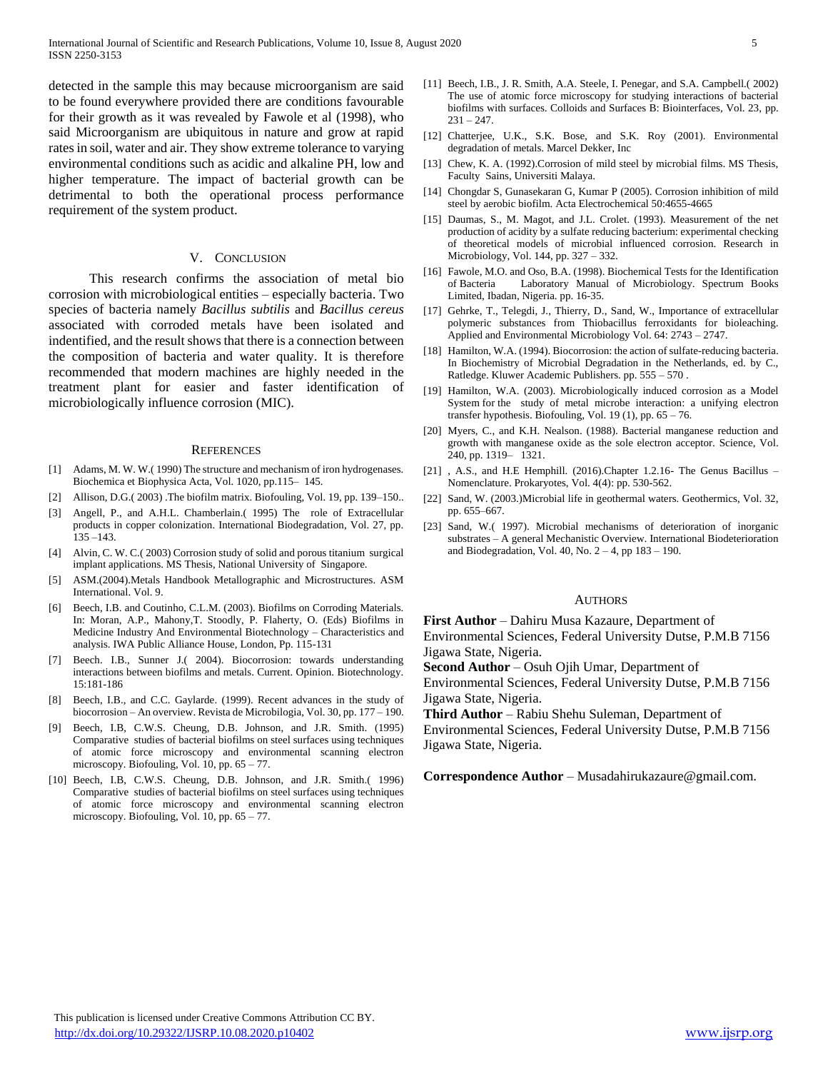detected in the sample this may because microorganism are said to be found everywhere provided there are conditions favourable for their growth as it was revealed by Fawole et al (1998), who said Microorganism are ubiquitous in nature and grow at rapid rates in soil, water and air. They show extreme tolerance to varying environmental conditions such as acidic and alkaline PH, low and higher temperature. The impact of bacterial growth can be detrimental to both the operational process performance requirement of the system product.

## V. Conclusion

This research confirms the association of metal bio corrosion with microbiological entities – especially bacteria. Two species of bacteria namely *Bacillus subtilis* and *Bacillus cereus* associated with corroded metals have been isolated and indentified, and the result shows that there is a connection between the composition of bacteria and water quality. It is therefore recommended that modern machines are highly needed in the treatment plant for easier and faster identification of microbiologically influence corrosion (MIC).

## References

[1] Adams, M. W. W.( 1990) The structure and mechanism of iron hydrogenases. Biochemica et Biophysica Acta, Vol. 1020, pp.115– 145.

[2] Allison, D.G.( 2003) .The biofilm matrix. Biofouling, Vol. 19, pp. 139–150..

[3] Angell, P., and A.H.L. Chamberlain.( 1995) The role of Extracellular products in copper colonization. International Biodegradation, Vol. 27, pp. 135 –143.

[4] Alvin, C. W. C.( 2003) Corrosion study of solid and porous titanium surgical implant applications. MS Thesis, National University of Singapore.

[5] ASM.(2004).Metals Handbook Metallographic and Microstructures. ASM International. Vol. 9.

[6] Beech, I.B. and Coutinho, C.L.M. (2003). Biofilms on Corroding Materials. In: Moran, A.P., Mahony,T. Stoodly, P. Flaherty, O. (Eds) Biofilms in Medicine Industry And Environmental Biotechnology – Characteristics and analysis. IWA Public Alliance House, London, Pp. 115-131

[7] Beech. I.B., Sunner J.( 2004). Biocorrosion: towards understanding interactions between biofilms and metals. Current. Opinion. Biotechnology. 15:181-186

[8] Beech, I.B., and C.C. Gaylarde. (1999). Recent advances in the study of biocorrosion – An overview. Revista de Microbilogia, Vol. 30, pp. 177 – 190.

[9] Beech, I.B, C.W.S. Cheung, D.B. Johnson, and J.R. Smith. (1995) Comparative studies of bacterial biofilms on steel surfaces using techniques of atomic force microscopy and environmental scanning electron microscopy. Biofouling, Vol. 10, pp. 65 – 77.

[10] Beech, I.B, C.W.S. Cheung, D.B. Johnson, and J.R. Smith.( 1996) Comparative studies of bacterial biofilms on steel surfaces using techniques of atomic force microscopy and environmental scanning electron microscopy. Biofouling, Vol. 10, pp. 65 – 77.

[11] Beech, I.B., J. R. Smith, A.A. Steele, I. Penegar, and S.A. Campbell.( 2002) The use of atomic force microscopy for studying interactions of bacterial biofilms with surfaces. Colloids and Surfaces B: Biointerfaces, Vol. 23, pp. 231 – 247.

[12] Chatterjee, U.K., S.K. Bose, and S.K. Roy (2001). Environmental degradation of metals. Marcel Dekker, Inc

[13] Chew, K. A. (1992).Corrosion of mild steel by microbial films. MS Thesis, Faculty Sains, Universiti Malaya.

[14] Chongdar S, Gunasekaran G, Kumar P (2005). Corrosion inhibition of mild steel by aerobic biofilm. Acta Electrochemical 50:4655-4665

[15] Daumas, S., M. Magot, and J.L. Crolet. (1993). Measurement of the net production of acidity by a sulfate reducing bacterium: experimental checking of theoretical models of microbial influenced corrosion. Research in Microbiology, Vol. 144, pp. 327 – 332.

[16] Fawole, M.O. and Oso, B.A. (1998). Biochemical Tests for the Identification of Bacteria Laboratory Manual of Microbiology. Spectrum Books Limited, Ibadan, Nigeria. pp. 16-35.

[17] Gehrke, T., Telegdi, J., Thierry, D., Sand, W., Importance of extracellular polymeric substances from Thiobacillus ferroxidants for bioleaching. Applied and Environmental Microbiology Vol. 64: 2743 – 2747.

[18] Hamilton, W.A. (1994). Biocorrosion: the action of sulfate-reducing bacteria. In Biochemistry of Microbial Degradation in the Netherlands, ed. by C., Ratledge. Kluwer Academic Publishers. pp. 555 – 570 .

[19] Hamilton, W.A. (2003). Microbiologically induced corrosion as a Model System for the study of metal microbe interaction: a unifying electron transfer hypothesis. Biofouling, Vol. 19 (1), pp. 65 – 76.

[20] Myers, C., and K.H. Nealson. (1988). Bacterial manganese reduction and growth with manganese oxide as the sole electron acceptor. Science, Vol. 240, pp. 1319– 1321.

[21] , A.S., and H.E Hemphill. (2016).Chapter 1.2.16- The Genus Bacillus – Nomenclature. Prokaryotes, Vol. 4(4): pp. 530-562.

[22] Sand, W. (2003.)Microbial life in geothermal waters. Geothermics, Vol. 32, pp. 655–667.

[23] Sand, W.( 1997). Microbial mechanisms of deterioration of inorganic substrates – A general Mechanistic Overview. International Biodeterioration and Biodegradation, Vol. 40, No. 2 – 4, pp 183 – 190.

## Authors

**First Author** – Dahiru Musa Kazaure, Department of Environmental Sciences, Federal University Dutse, P.M.B 7156 Jigawa State, Nigeria.

**Second Author** – Osuh Ojih Umar, Department of Environmental Sciences, Federal University Dutse, P.M.B 7156 Jigawa State, Nigeria.

**Third Author** – Rabiu Shehu Suleman, Department of Environmental Sciences, Federal University Dutse, P.M.B 7156 Jigawa State, Nigeria.

**Correspondence Author** – Musadahirukazaure@gmail.com.